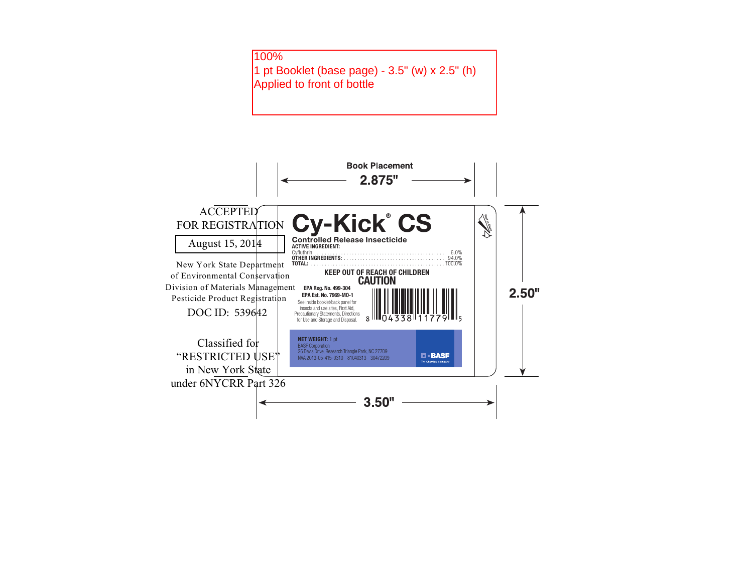100%
1 pt Booklet (base page) - 3.5" (w) x 2.5" (h)
Applied to front of bottle

Book Placement
2.875"

ACCEPTED
FOR REGISTRATION

August 15, 2014

New York State Department
of Environmental Conservation
Division of Materials Management
Pesticide Product Registration

DOC ID: 539642

Classified for
"RESTRICTED USE"
in New York State
under 6NYCRR Part 326

# Cy-Kick® CS

**Controlled Release Insecticide**

**ACTIVE INGREDIENT:**

| | |
|---|---|
| Cyfluthrin: | 6.0% |
| **OTHER INGREDIENTS:** | 94.0% |
| **TOTAL:** | 100.0% |

**KEEP OUT OF REACH OF CHILDREN**

**CAUTION**

**EPA Reg. No. 499-304**
**EPA Est. No. 7969-MO-1**

See inside booklet/back panel for insects and use sites, First Aid, Precautionary Statements, Directions for Use and Storage and Disposal.

8 04338 11779 5

Peel to Open

**NET WEIGHT:** 1 pt
BASF Corporation
26 Davis Drive, Research Triangle Park, NC 27709
NVA 2013-05-415-0310 81040313 30472209

BASF
The Chemical Company

2.50"

3.50"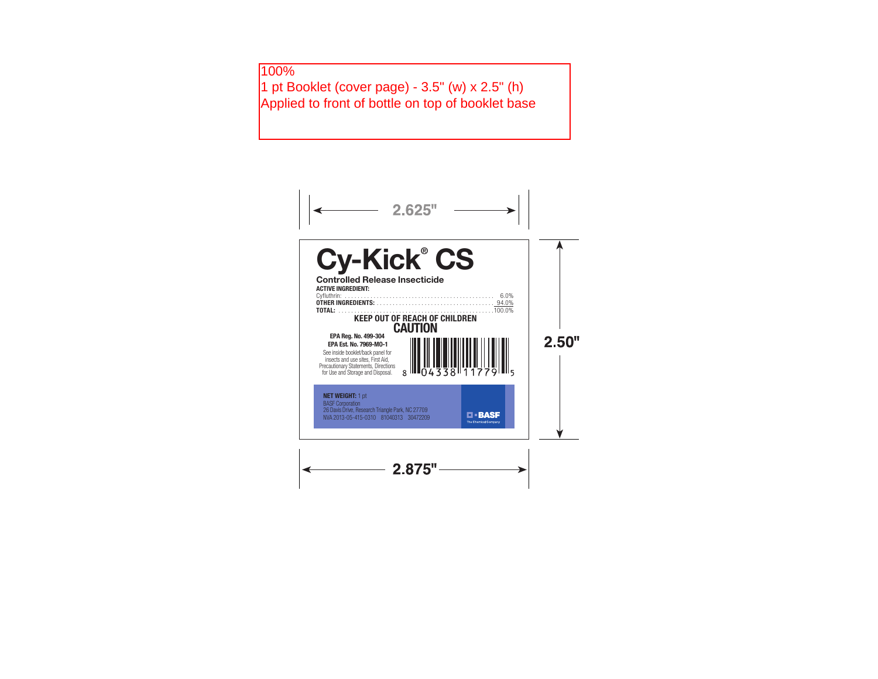100%
1 pt Booklet (cover page) - 3.5" (w) x 2.5" (h)
Applied to front of bottle on top of booklet base

2.625"

2.50"

2.875"

# Cy-Kick® CS

**Controlled Release Insecticide**

**ACTIVE INGREDIENT:**

| | |
|---|---|
| Cyfluthrin: | 6.0% |
| **OTHER INGREDIENTS:** | 94.0% |
| **TOTAL:** | 100.0% |

**KEEP OUT OF REACH OF CHILDREN**

**CAUTION**

**EPA Reg. No. 499-304**
**EPA Est. No. 7969-MO-1**

See inside booklet/back panel for insects and use sites, First Aid, Precautionary Statements, Directions for Use and Storage and Disposal.

8 04338 11779 5

**NET WEIGHT:** 1 pt
BASF Corporation
26 Davis Drive, Research Triangle Park, NC 27709
NVA 2013-05-415-0310 81040313 30472209

BASF
The Chemical Company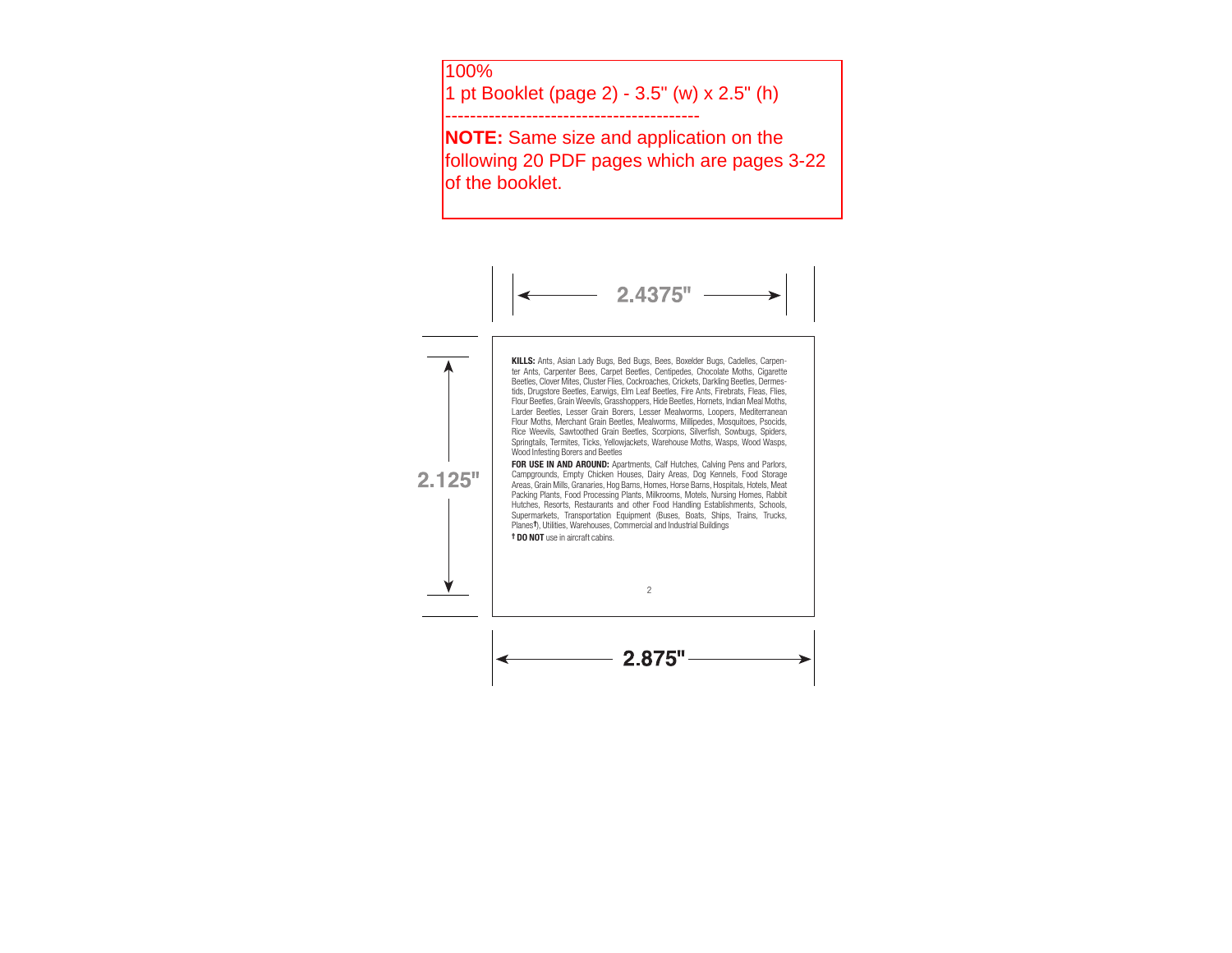100%

1 pt Booklet (page 2) - 3.5" (w) x 2.5" (h)

-----------------------------------------

**NOTE:** Same size and application on the following 20 PDF pages which are pages 3-22 of the booklet.

2.4375"

2.125"

**KILLS:** Ants, Asian Lady Bugs, Bed Bugs, Bees, Boxelder Bugs, Cadelles, Carpenter Ants, Carpenter Bees, Carpet Beetles, Centipedes, Chocolate Moths, Cigarette Beetles, Clover Mites, Cluster Flies, Cockroaches, Crickets, Darkling Beetles, Dermestids, Drugstore Beetles, Earwigs, Elm Leaf Beetles, Fire Ants, Firebrats, Fleas, Flies, Flour Beetles, Grain Weevils, Grasshoppers, Hide Beetles, Hornets, Indian Meal Moths, Larder Beetles, Lesser Grain Borers, Lesser Mealworms, Loopers, Mediterranean Flour Moths, Merchant Grain Beetles, Mealworms, Millipedes, Mosquitoes, Psocids, Rice Weevils, Sawtoothed Grain Beetles, Scorpions, Silverfish, Sowbugs, Spiders, Springtails, Termites, Ticks, Yellowjackets, Warehouse Moths, Wasps, Wood Wasps, Wood Infesting Borers and Beetles

**FOR USE IN AND AROUND:** Apartments, Calf Hutches, Calving Pens and Parlors, Campgrounds, Empty Chicken Houses, Dairy Areas, Dog Kennels, Food Storage Areas, Grain Mills, Granaries, Hog Barns, Homes, Horse Barns, Hospitals, Hotels, Meat Packing Plants, Food Processing Plants, Milkrooms, Motels, Nursing Homes, Rabbit Hutches, Resorts, Restaurants and other Food Handling Establishments, Schools, Supermarkets, Transportation Equipment (Buses, Boats, Ships, Trains, Trucks, Planes†), Utilities, Warehouses, Commercial and Industrial Buildings

† **DO NOT** use in aircraft cabins.

2.875"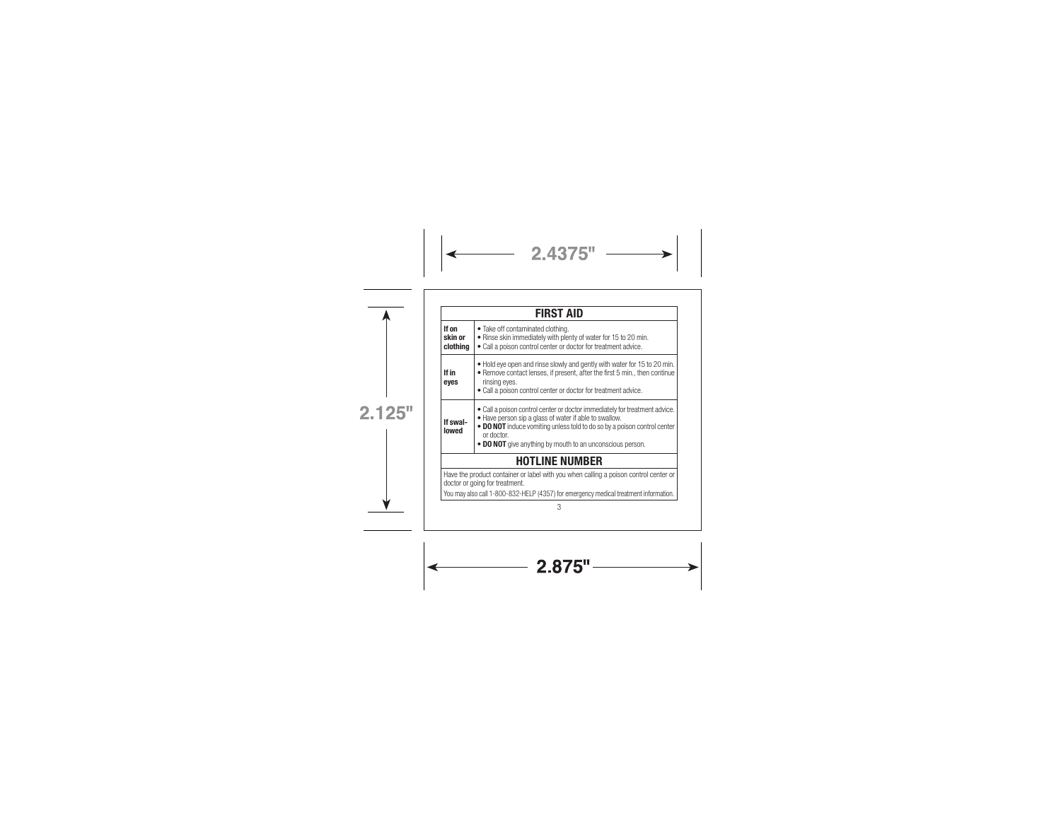## FIRST AID

| | |
|---|---|
| **If on skin or clothing** | • Take off contaminated clothing.<br>• Rinse skin immediately with plenty of water for 15 to 20 min.<br>• Call a poison control center or doctor for treatment advice. |
| **If in eyes** | • Hold eye open and rinse slowly and gently with water for 15 to 20 min.<br>• Remove contact lenses, if present, after the first 5 min., then continue rinsing eyes.<br>• Call a poison control center or doctor for treatment advice. |
| **If swallowed** | • Call a poison control center or doctor immediately for treatment advice.<br>• Have person sip a glass of water if able to swallow.<br>• **DO NOT** induce vomiting unless told to do so by a poison control center or doctor.<br>• **DO NOT** give anything by mouth to an unconscious person. |

## HOTLINE NUMBER

Have the product container or label with you when calling a poison control center or doctor or going for treatment.

You may also call 1-800-832-HELP (4357) for emergency medical treatment information.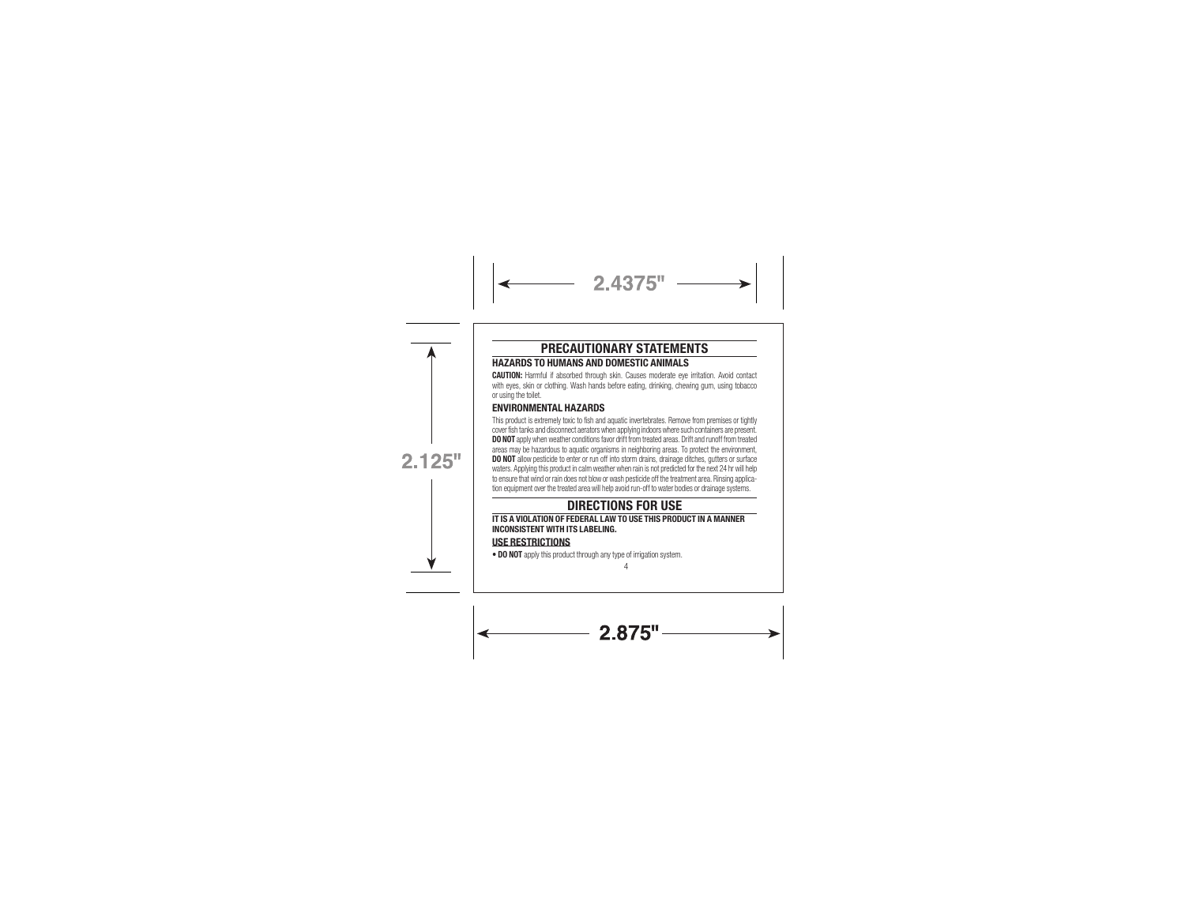## PRECAUTIONARY STATEMENTS

### HAZARDS TO HUMANS AND DOMESTIC ANIMALS

**CAUTION:** Harmful if absorbed through skin. Causes moderate eye irritation. Avoid contact with eyes, skin or clothing. Wash hands before eating, drinking, chewing gum, using tobacco or using the toilet.

### ENVIRONMENTAL HAZARDS

This product is extremely toxic to fish and aquatic invertebrates. Remove from premises or tightly cover fish tanks and disconnect aerators when applying indoors where such containers are present. **DO NOT** apply when weather conditions favor drift from treated areas. Drift and runoff from treated areas may be hazardous to aquatic organisms in neighboring areas. To protect the environment, **DO NOT** allow pesticide to enter or run off into storm drains, drainage ditches, gutters or surface waters. Applying this product in calm weather when rain is not predicted for the next 24 hr will help to ensure that wind or rain does not blow or wash pesticide off the treatment area. Rinsing application equipment over the treated area will help avoid run-off to water bodies or drainage systems.

## DIRECTIONS FOR USE

**IT IS A VIOLATION OF FEDERAL LAW TO USE THIS PRODUCT IN A MANNER INCONSISTENT WITH ITS LABELING.**

### USE RESTRICTIONS

- **DO NOT** apply this product through any type of irrigation system.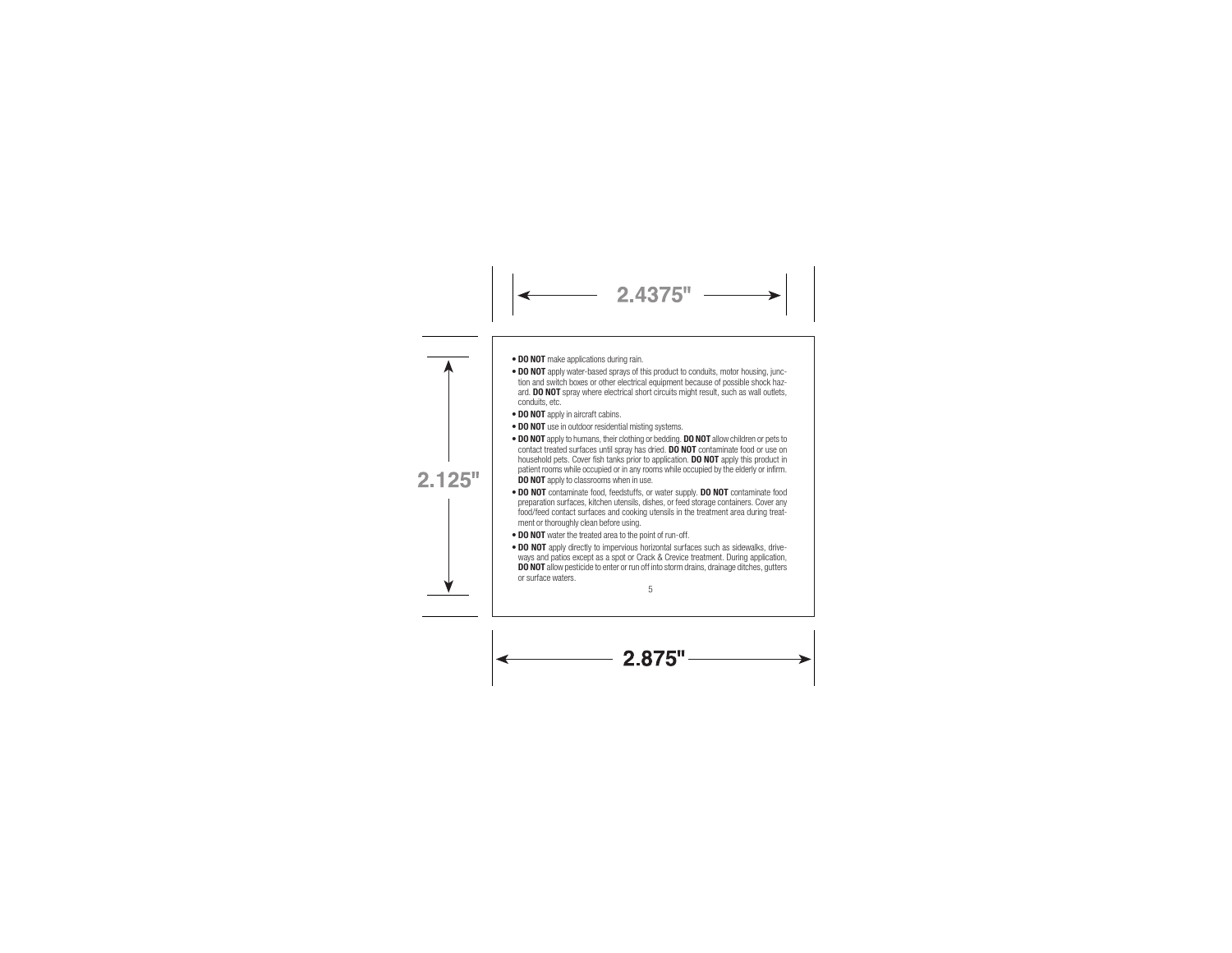- **DO NOT** make applications during rain.
- **DO NOT** apply water-based sprays of this product to conduits, motor housing, junction and switch boxes or other electrical equipment because of possible shock hazard. **DO NOT** spray where electrical short circuits might result, such as wall outlets, conduits, etc.
- **DO NOT** apply in aircraft cabins.
- **DO NOT** use in outdoor residential misting systems.
- **DO NOT** apply to humans, their clothing or bedding. **DO NOT** allow children or pets to contact treated surfaces until spray has dried. **DO NOT** contaminate food or use on household pets. Cover fish tanks prior to application. **DO NOT** apply this product in patient rooms while occupied or in any rooms while occupied by the elderly or infirm. **DO NOT** apply to classrooms when in use.
- **DO NOT** contaminate food, feedstuffs, or water supply. **DO NOT** contaminate food preparation surfaces, kitchen utensils, dishes, or feed storage containers. Cover any food/feed contact surfaces and cooking utensils in the treatment area during treatment or thoroughly clean before using.
- **DO NOT** water the treated area to the point of run-off.
- **DO NOT** apply directly to impervious horizontal surfaces such as sidewalks, driveways and patios except as a spot or Crack & Crevice treatment. During application, **DO NOT** allow pesticide to enter or run off into storm drains, drainage ditches, gutters or surface waters.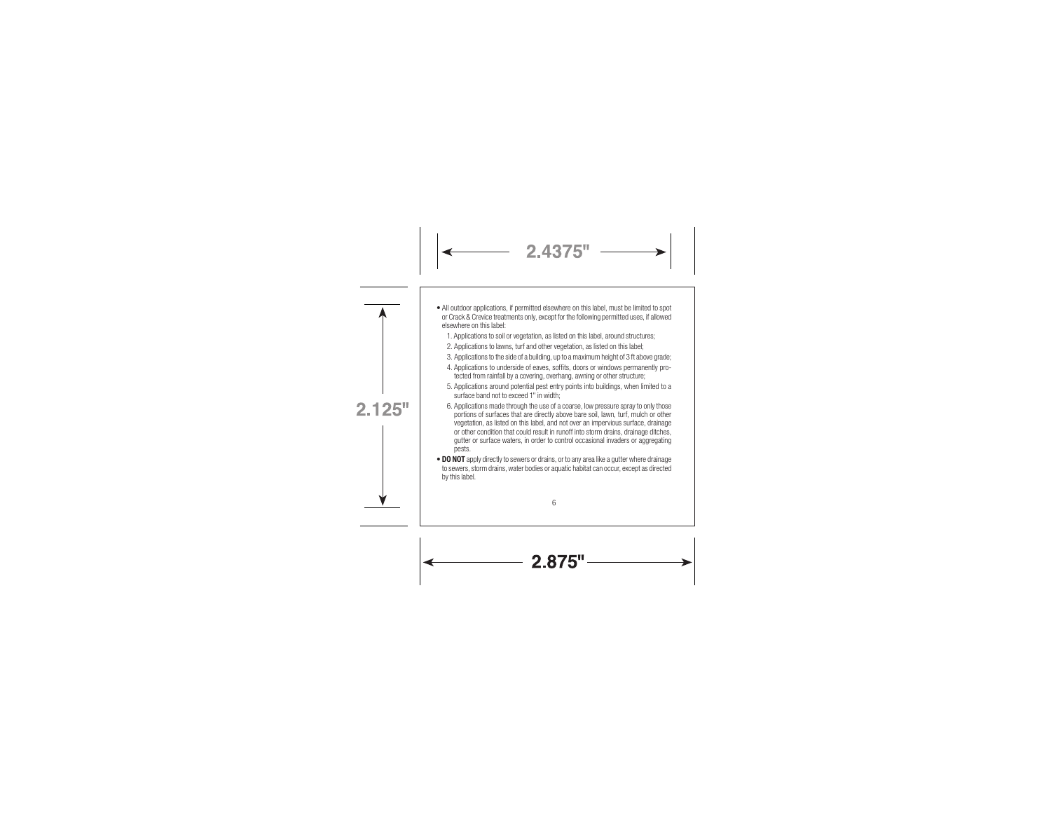- All outdoor applications, if permitted elsewhere on this label, must be limited to spot or Crack & Crevice treatments only, except for the following permitted uses, if allowed elsewhere on this label:
  1. Applications to soil or vegetation, as listed on this label, around structures;
  2. Applications to lawns, turf and other vegetation, as listed on this label;
  3. Applications to the side of a building, up to a maximum height of 3 ft above grade;
  4. Applications to underside of eaves, soffits, doors or windows permanently protected from rainfall by a covering, overhang, awning or other structure;
  5. Applications around potential pest entry points into buildings, when limited to a surface band not to exceed 1" in width;
  6. Applications made through the use of a coarse, low pressure spray to only those portions of surfaces that are directly above bare soil, lawn, turf, mulch or other vegetation, as listed on this label, and not over an impervious surface, drainage or other condition that could result in runoff into storm drains, drainage ditches, gutter or surface waters, in order to control occasional invaders or aggregating pests.
- **DO NOT** apply directly to sewers or drains, or to any area like a gutter where drainage to sewers, storm drains, water bodies or aquatic habitat can occur, except as directed by this label.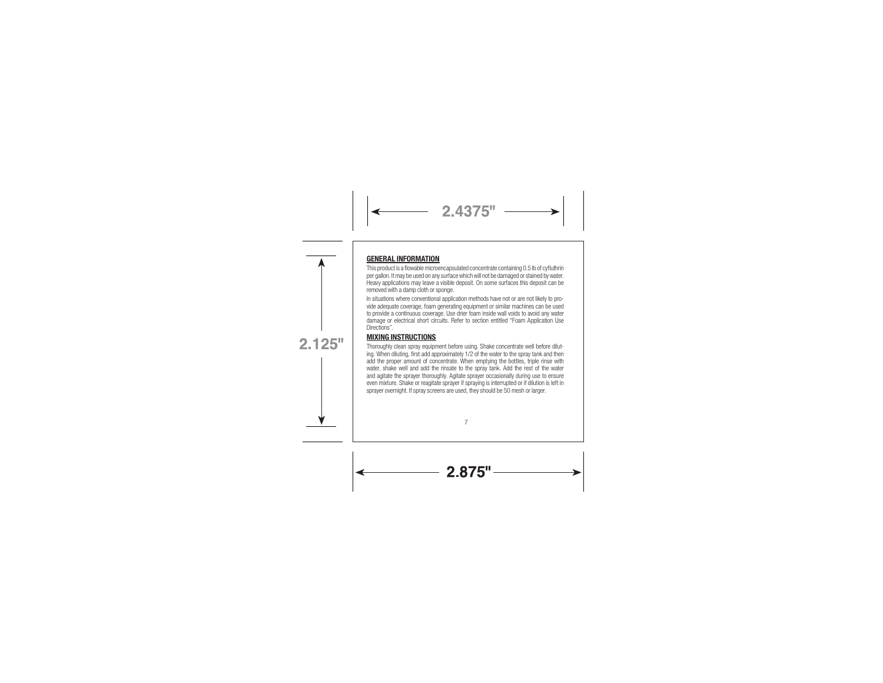2.4375"

2.125"

2.875"

## GENERAL INFORMATION

This product is a flowable microencapsulated concentrate containing 0.5 lb of cyfluthrin per gallon. It may be used on any surface which will not be damaged or stained by water. Heavy applications may leave a visible deposit. On some surfaces this deposit can be removed with a damp cloth or sponge.

In situations where conventional application methods have not or are not likely to provide adequate coverage, foam generating equipment or similar machines can be used to provide a continuous coverage. Use drier foam inside wall voids to avoid any water damage or electrical short circuits. Refer to section entitled "Foam Application Use Directions".

## MIXING INSTRUCTIONS

Thoroughly clean spray equipment before using. Shake concentrate well before diluting. When diluting, first add approximately 1/2 of the water to the spray tank and then add the proper amount of concentrate. When emptying the bottles, triple rinse with water, shake well and add the rinsate to the spray tank. Add the rest of the water and agitate the sprayer thoroughly. Agitate sprayer occasionally during use to ensure even mixture. Shake or reagitate sprayer if spraying is interrupted or if dilution is left in sprayer overnight. If spray screens are used, they should be 50 mesh or larger.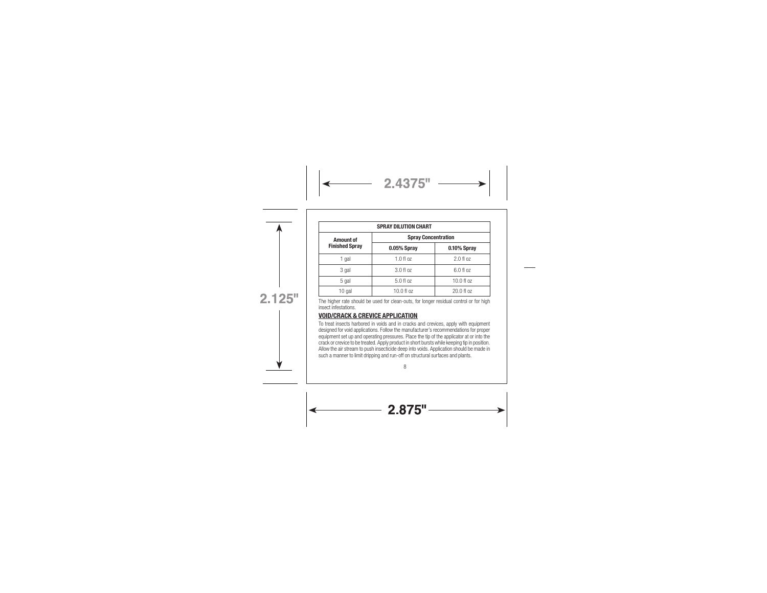| SPRAY DILUTION CHART | | |
|---|---|---|
| **Amount of Finished Spray** | **Spray Concentration** | |
| | **0.05% Spray** | **0.10% Spray** |
| 1 gal | 1.0 fl oz | 2.0 fl oz |
| 3 gal | 3.0 fl oz | 6.0 fl oz |
| 5 gal | 5.0 fl oz | 10.0 fl oz |
| 10 gal | 10.0 fl oz | 20.0 fl oz |

The higher rate should be used for clean-outs, for longer residual control or for high insect infestations.

## VOID/CRACK & CREVICE APPLICATION

To treat insects harbored in voids and in cracks and crevices, apply with equipment designed for void applications. Follow the manufacturer's recommendations for proper equipment set up and operating pressures. Place the tip of the applicator at or into the crack or crevice to be treated. Apply product in short bursts while keeping tip in position. Allow the air stream to push insecticide deep into voids. Application should be made in such a manner to limit dripping and run-off on structural surfaces and plants.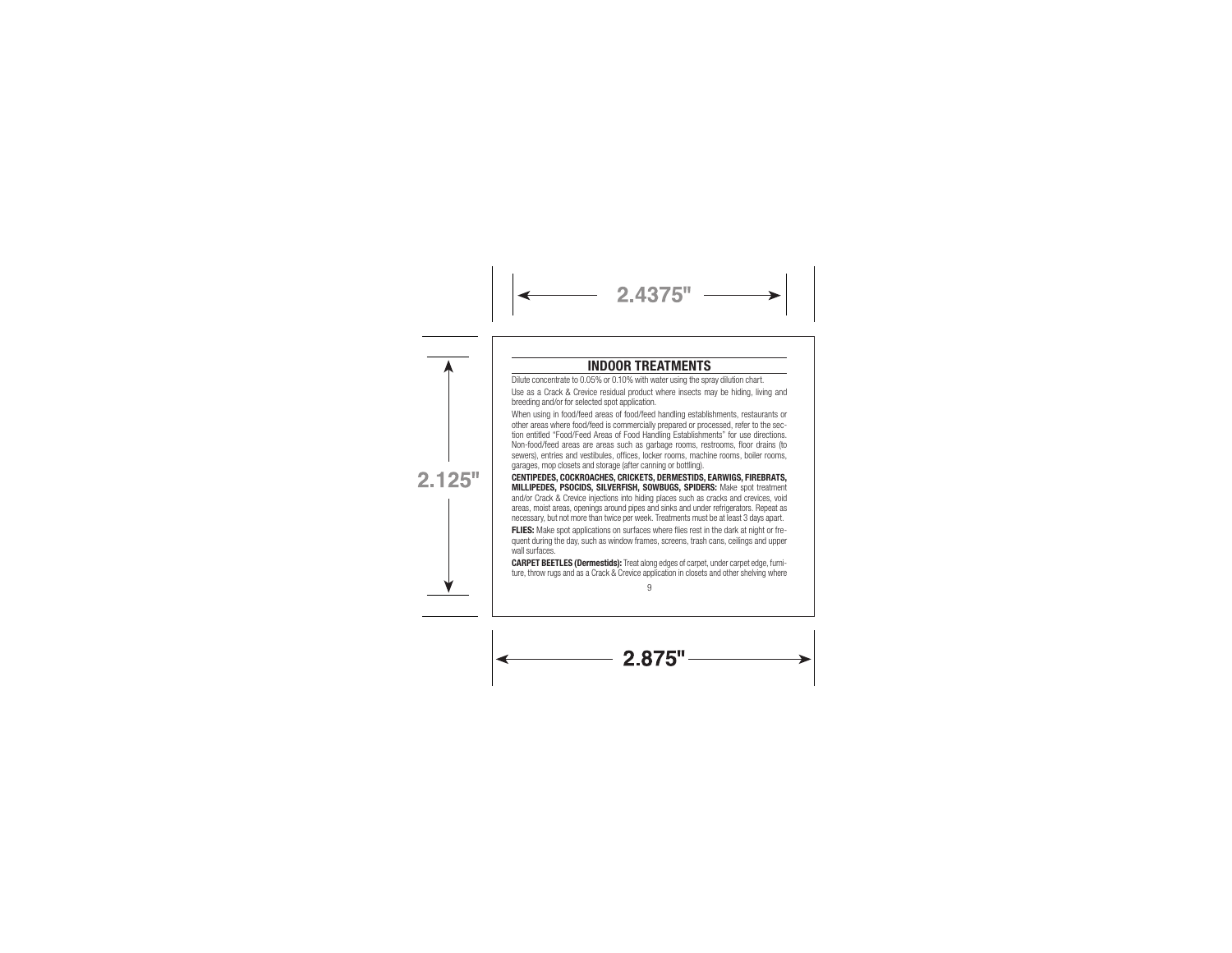## INDOOR TREATMENTS

Dilute concentrate to 0.05% or 0.10% with water using the spray dilution chart.

Use as a Crack & Crevice residual product where insects may be hiding, living and breeding and/or for selected spot application.

When using in food/feed areas of food/feed handling establishments, restaurants or other areas where food/feed is commercially prepared or processed, refer to the section entitled "Food/Feed Areas of Food Handling Establishments" for use directions. Non-food/feed areas are areas such as garbage rooms, restrooms, floor drains (to sewers), entries and vestibules, offices, locker rooms, machine rooms, boiler rooms, garages, mop closets and storage (after canning or bottling).

**CENTIPEDES, COCKROACHES, CRICKETS, DERMESTIDS, EARWIGS, FIREBRATS, MILLIPEDES, PSOCIDS, SILVERFISH, SOWBUGS, SPIDERS:** Make spot treatment and/or Crack & Crevice injections into hiding places such as cracks and crevices, void areas, moist areas, openings around pipes and sinks and under refrigerators. Repeat as necessary, but not more than twice per week. Treatments must be at least 3 days apart.

**FLIES:** Make spot applications on surfaces where flies rest in the dark at night or frequent during the day, such as window frames, screens, trash cans, ceilings and upper wall surfaces.

**CARPET BEETLES (Dermestids):** Treat along edges of carpet, under carpet edge, furniture, throw rugs and as a Crack & Crevice application in closets and other shelving where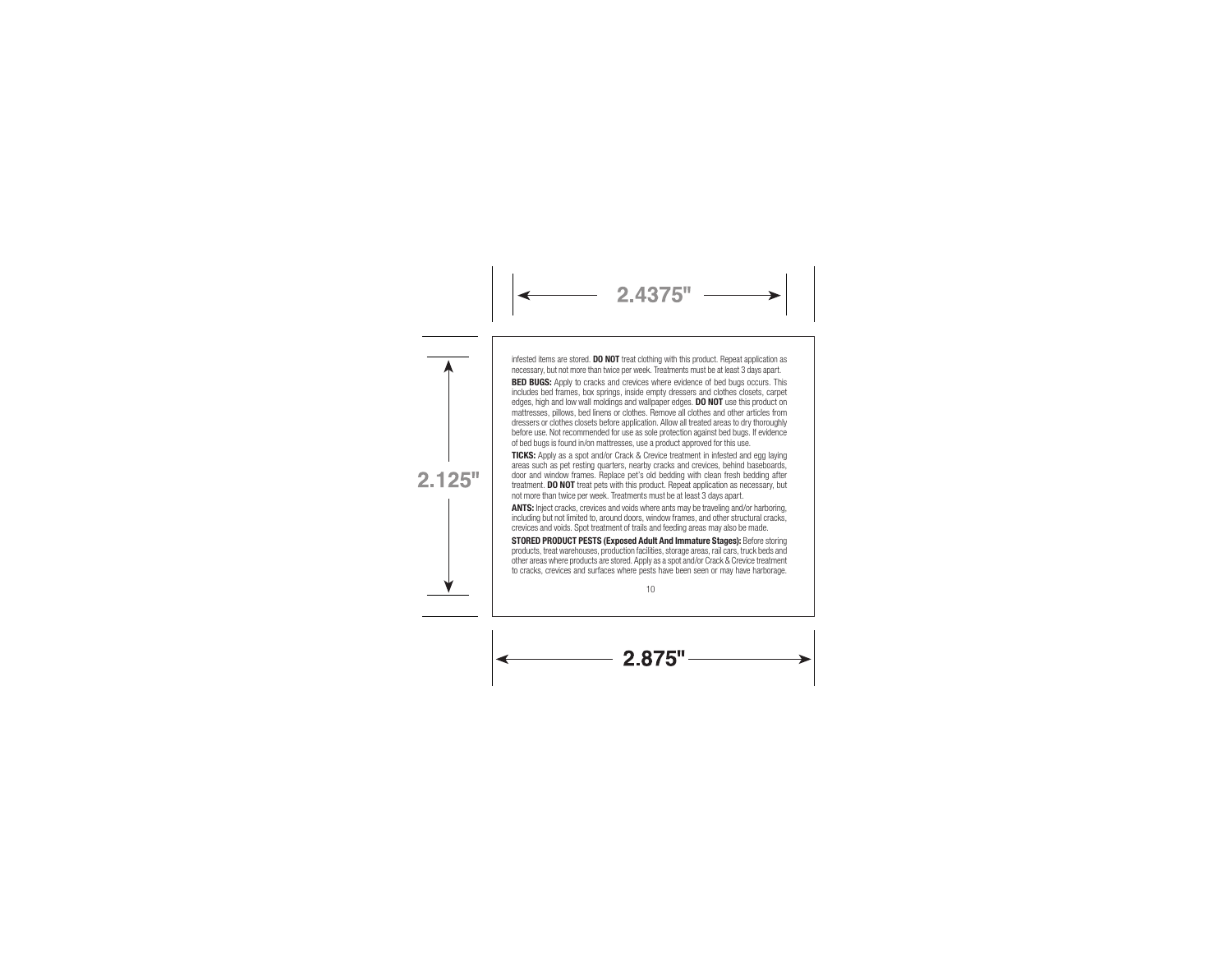2.4375"

2.125"

infested items are stored. **DO NOT** treat clothing with this product. Repeat application as necessary, but not more than twice per week. Treatments must be at least 3 days apart.

**BED BUGS:** Apply to cracks and crevices where evidence of bed bugs occurs. This includes bed frames, box springs, inside empty dressers and clothes closets, carpet edges, high and low wall moldings and wallpaper edges. **DO NOT** use this product on mattresses, pillows, bed linens or clothes. Remove all clothes and other articles from dressers or clothes closets before application. Allow all treated areas to dry thoroughly before use. Not recommended for use as sole protection against bed bugs. If evidence of bed bugs is found in/on mattresses, use a product approved for this use.

**TICKS:** Apply as a spot and/or Crack & Crevice treatment in infested and egg laying areas such as pet resting quarters, nearby cracks and crevices, behind baseboards, door and window frames. Replace pet's old bedding with clean fresh bedding after treatment. **DO NOT** treat pets with this product. Repeat application as necessary, but not more than twice per week. Treatments must be at least 3 days apart.

**ANTS:** Inject cracks, crevices and voids where ants may be traveling and/or harboring, including but not limited to, around doors, window frames, and other structural cracks, crevices and voids. Spot treatment of trails and feeding areas may also be made.

**STORED PRODUCT PESTS (Exposed Adult And Immature Stages):** Before storing products, treat warehouses, production facilities, storage areas, rail cars, truck beds and other areas where products are stored. Apply as a spot and/or Crack & Crevice treatment to cracks, crevices and surfaces where pests have been seen or may have harborage.

2.875"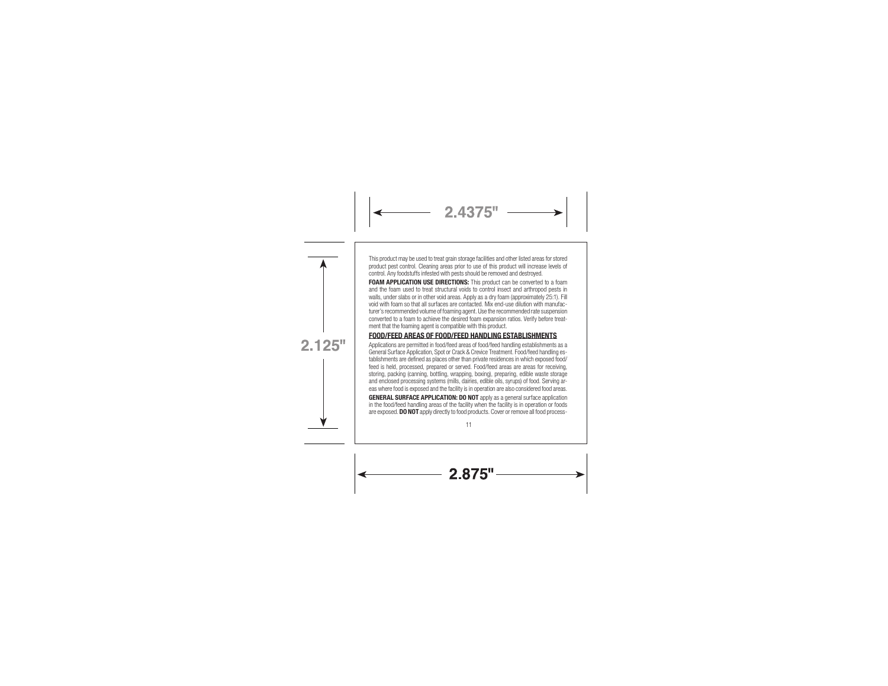This product may be used to treat grain storage facilities and other listed areas for stored product pest control. Cleaning areas prior to use of this product will increase levels of control. Any foodstuffs infested with pests should be removed and destroyed.

**FOAM APPLICATION USE DIRECTIONS:** This product can be converted to a foam and the foam used to treat structural voids to control insect and arthropod pests in walls, under slabs or in other void areas. Apply as a dry foam (approximately 25:1). Fill void with foam so that all surfaces are contacted. Mix end-use dilution with manufacturer's recommended volume of foaming agent. Use the recommended rate suspension converted to a foam to achieve the desired foam expansion ratios. Verify before treatment that the foaming agent is compatible with this product.

## FOOD/FEED AREAS OF FOOD/FEED HANDLING ESTABLISHMENTS

Applications are permitted in food/feed areas of food/feed handling establishments as a General Surface Application, Spot or Crack & Crevice Treatment. Food/feed handling establishments are defined as places other than private residences in which exposed food/feed is held, processed, prepared or served. Food/feed areas are areas for receiving, storing, packing (canning, bottling, wrapping, boxing), preparing, edible waste storage and enclosed processing systems (mills, dairies, edible oils, syrups) of food. Serving areas where food is exposed and the facility is in operation are also considered food areas.

**GENERAL SURFACE APPLICATION: DO NOT** apply as a general surface application in the food/feed handling areas of the facility when the facility is in operation or foods are exposed. **DO NOT** apply directly to food products. Cover or remove all food process-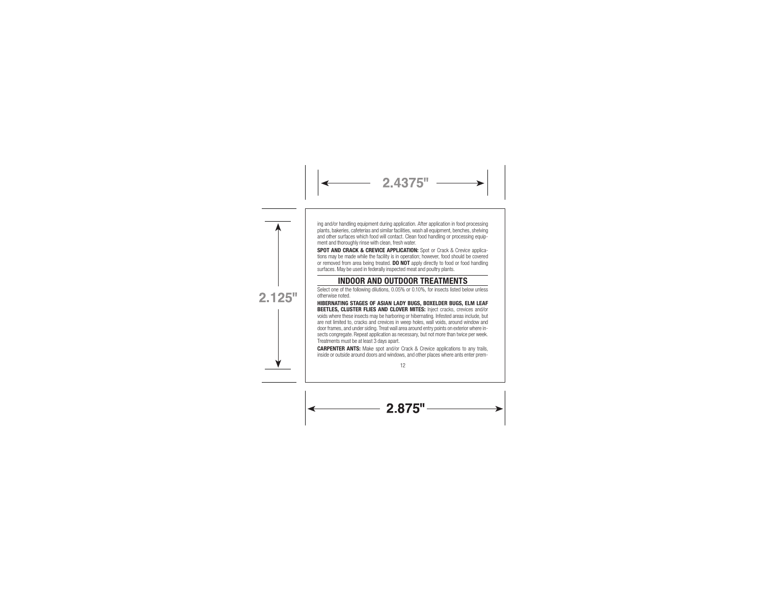ing and/or handling equipment during application. After application in food processing plants, bakeries, cafeterias and similar facilities, wash all equipment, benches, shelving and other surfaces which food will contact. Clean food handling or processing equipment and thoroughly rinse with clean, fresh water.

**SPOT AND CRACK & CREVICE APPLICATION:** Spot or Crack & Crevice applications may be made while the facility is in operation; however, food should be covered or removed from area being treated. **DO NOT** apply directly to food or food handling surfaces. May be used in federally inspected meat and poultry plants.

## INDOOR AND OUTDOOR TREATMENTS

Select one of the following dilutions, 0.05% or 0.10%, for insects listed below unless otherwise noted.

**HIBERNATING STAGES OF ASIAN LADY BUGS, BOXELDER BUGS, ELM LEAF BEETLES, CLUSTER FLIES AND CLOVER MITES:** Inject cracks, crevices and/or voids where these insects may be harboring or hibernating. Infested areas include, but are not limited to, cracks and crevices in weep holes, wall voids, around window and door frames, and under siding. Treat wall area around entry points on exterior where insects congregate. Repeat application as necessary, but not more than twice per week. Treatments must be at least 3 days apart.

**CARPENTER ANTS:** Make spot and/or Crack & Crevice applications to any trails, inside or outside around doors and windows, and other places where ants enter prem-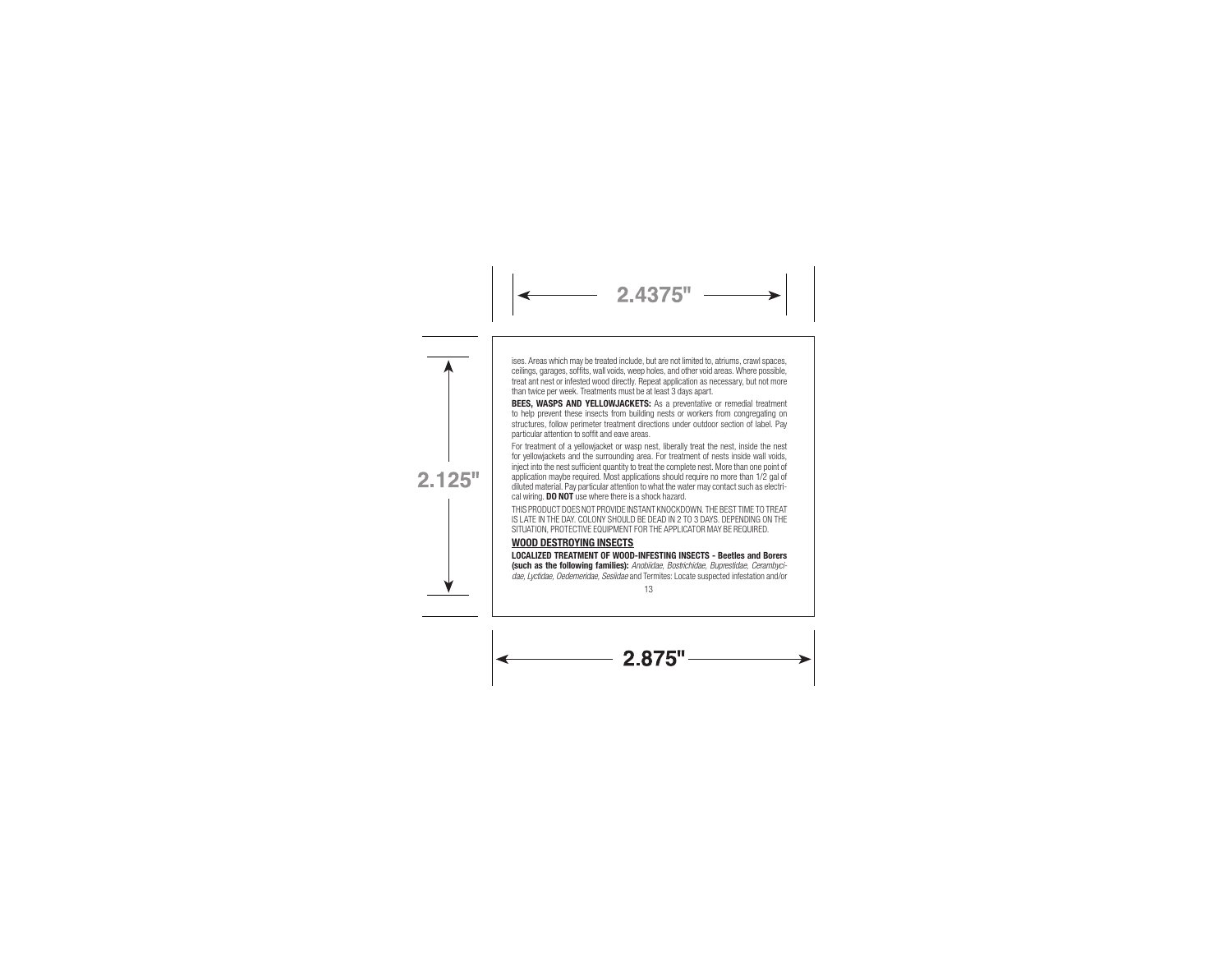ises. Areas which may be treated include, but are not limited to, atriums, crawl spaces, ceilings, garages, soffits, wall voids, weep holes, and other void areas. Where possible, treat ant nest or infested wood directly. Repeat application as necessary, but not more than twice per week. Treatments must be at least 3 days apart.

**BEES, WASPS AND YELLOWJACKETS:** As a preventative or remedial treatment to help prevent these insects from building nests or workers from congregating on structures, follow perimeter treatment directions under outdoor section of label. Pay particular attention to soffit and eave areas.

For treatment of a yellowjacket or wasp nest, liberally treat the nest, inside the nest for yellowjackets and the surrounding area. For treatment of nests inside wall voids, inject into the nest sufficient quantity to treat the complete nest. More than one point of application maybe required. Most applications should require no more than 1/2 gal of diluted material. Pay particular attention to what the water may contact such as electrical wiring. **DO NOT** use where there is a shock hazard.

THIS PRODUCT DOES NOT PROVIDE INSTANT KNOCKDOWN. THE BEST TIME TO TREAT IS LATE IN THE DAY. COLONY SHOULD BE DEAD IN 2 TO 3 DAYS. DEPENDING ON THE SITUATION, PROTECTIVE EQUIPMENT FOR THE APPLICATOR MAY BE REQUIRED.

## WOOD DESTROYING INSECTS

**LOCALIZED TREATMENT OF WOOD-INFESTING INSECTS - Beetles and Borers (such as the following families):** *Anobiidae, Bostrichidae, Buprestidae, Cerambycidae, Lyctidae, Oedemeridae, Sesiidae* and Termites: Locate suspected infestation and/or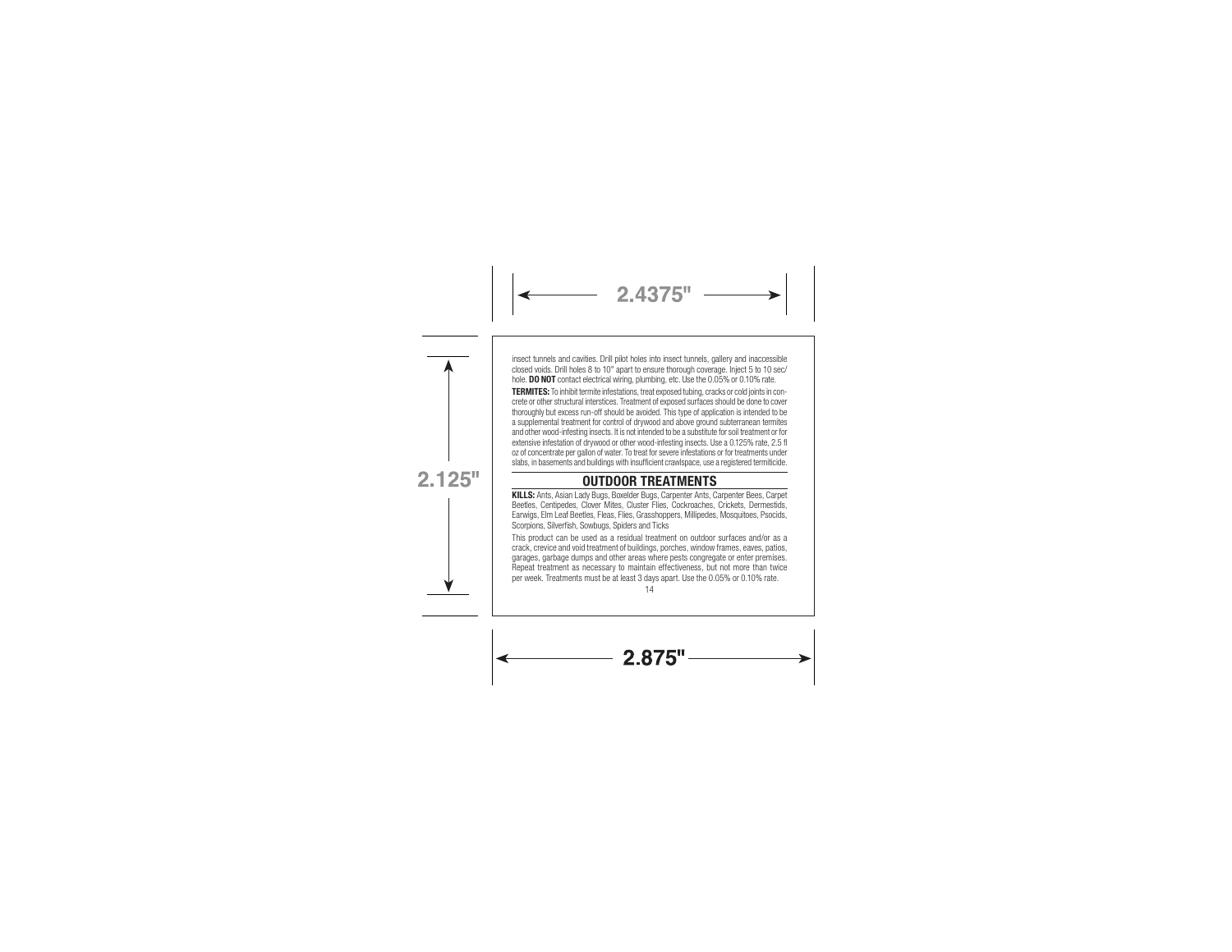insect tunnels and cavities. Drill pilot holes into insect tunnels, gallery and inaccessible closed voids. Drill holes 8 to 10" apart to ensure thorough coverage. Inject 5 to 10 sec/hole. **DO NOT** contact electrical wiring, plumbing, etc. Use the 0.05% or 0.10% rate.

**TERMITES:** To inhibit termite infestations, treat exposed tubing, cracks or cold joints in concrete or other structural interstices. Treatment of exposed surfaces should be done to cover thoroughly but excess run-off should be avoided. This type of application is intended to be a supplemental treatment for control of drywood and above ground subterranean termites and other wood-infesting insects. It is not intended to be a substitute for soil treatment or for extensive infestation of drywood or other wood-infesting insects. Use a 0.125% rate, 2.5 fl oz of concentrate per gallon of water. To treat for severe infestations or for treatments under slabs, in basements and buildings with insufficient crawlspace, use a registered termiticide.

## OUTDOOR TREATMENTS

**KILLS:** Ants, Asian Lady Bugs, Boxelder Bugs, Carpenter Ants, Carpenter Bees, Carpet Beetles, Centipedes, Clover Mites, Cluster Flies, Cockroaches, Crickets, Dermestids, Earwigs, Elm Leaf Beetles, Fleas, Flies, Grasshoppers, Millipedes, Mosquitoes, Psocids, Scorpions, Silverfish, Sowbugs, Spiders and Ticks

This product can be used as a residual treatment on outdoor surfaces and/or as a crack, crevice and void treatment of buildings, porches, window frames, eaves, patios, garages, garbage dumps and other areas where pests congregate or enter premises. Repeat treatment as necessary to maintain effectiveness, but not more than twice per week. Treatments must be at least 3 days apart. Use the 0.05% or 0.10% rate.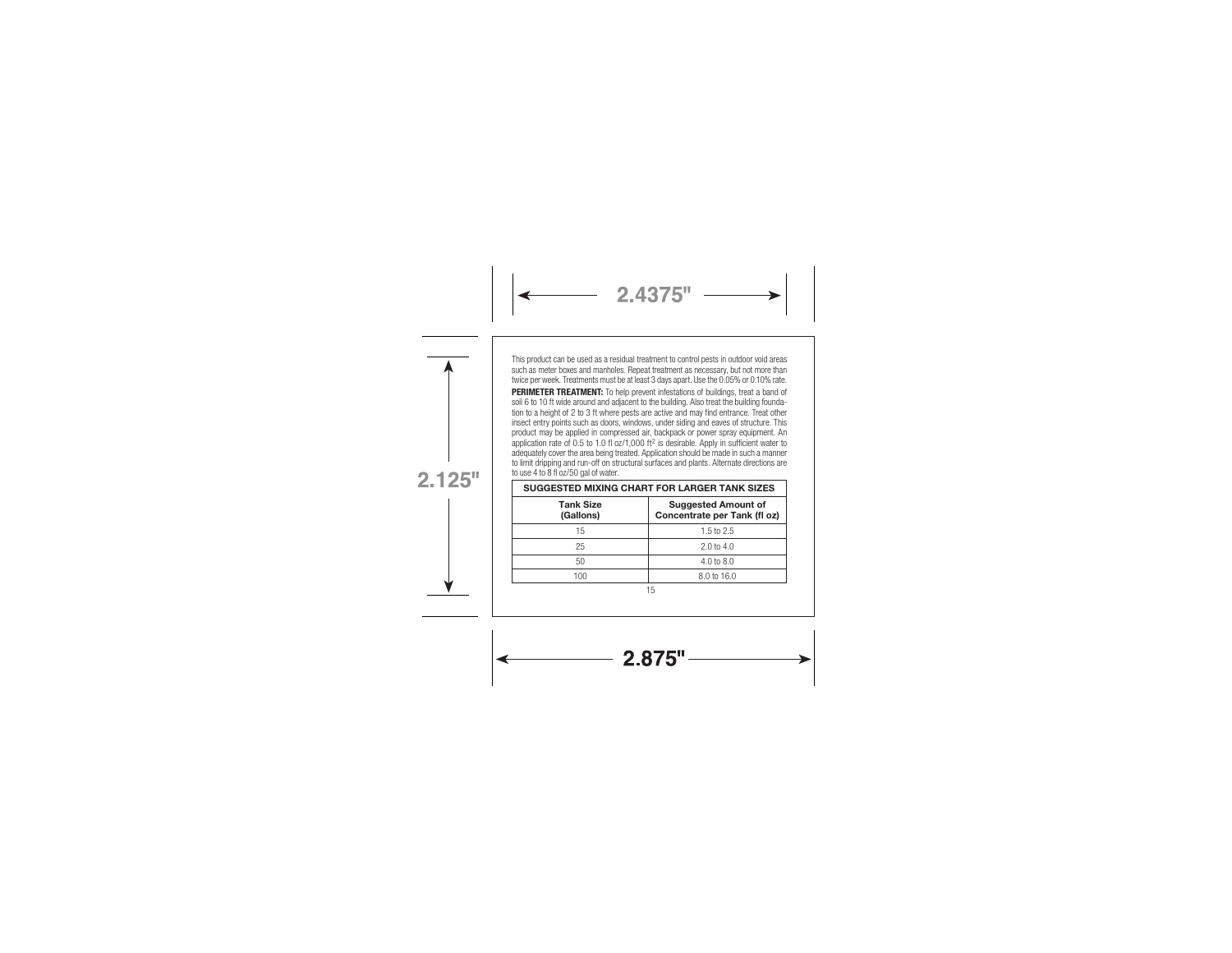This product can be used as a residual treatment to control pests in outdoor void areas such as meter boxes and manholes. Repeat treatment as necessary, but not more than twice per week. Treatments must be at least 3 days apart. Use the 0.05% or 0.10% rate.

**PERIMETER TREATMENT:** To help prevent infestations of buildings, treat a band of soil 6 to 10 ft wide around and adjacent to the building. Also treat the building foundation to a height of 2 to 3 ft where pests are active and may find entrance. Treat other insect entry points such as doors, windows, under siding and eaves of structure. This product may be applied in compressed air, backpack or power spray equipment. An application rate of 0.5 to 1.0 fl oz/1,000 ft$^2$ is desirable. Apply in sufficient water to adequately cover the area being treated. Application should be made in such a manner to limit dripping and run-off on structural surfaces and plants. Alternate directions are to use 4 to 8 fl oz/50 gal of water.

| SUGGESTED MIXING CHART FOR LARGER TANK SIZES | |
|---|---|
| **Tank Size (Gallons)** | **Suggested Amount of Concentrate per Tank (fl oz)** |
| 15 | 1.5 to 2.5 |
| 25 | 2.0 to 4.0 |
| 50 | 4.0 to 8.0 |
| 100 | 8.0 to 16.0 |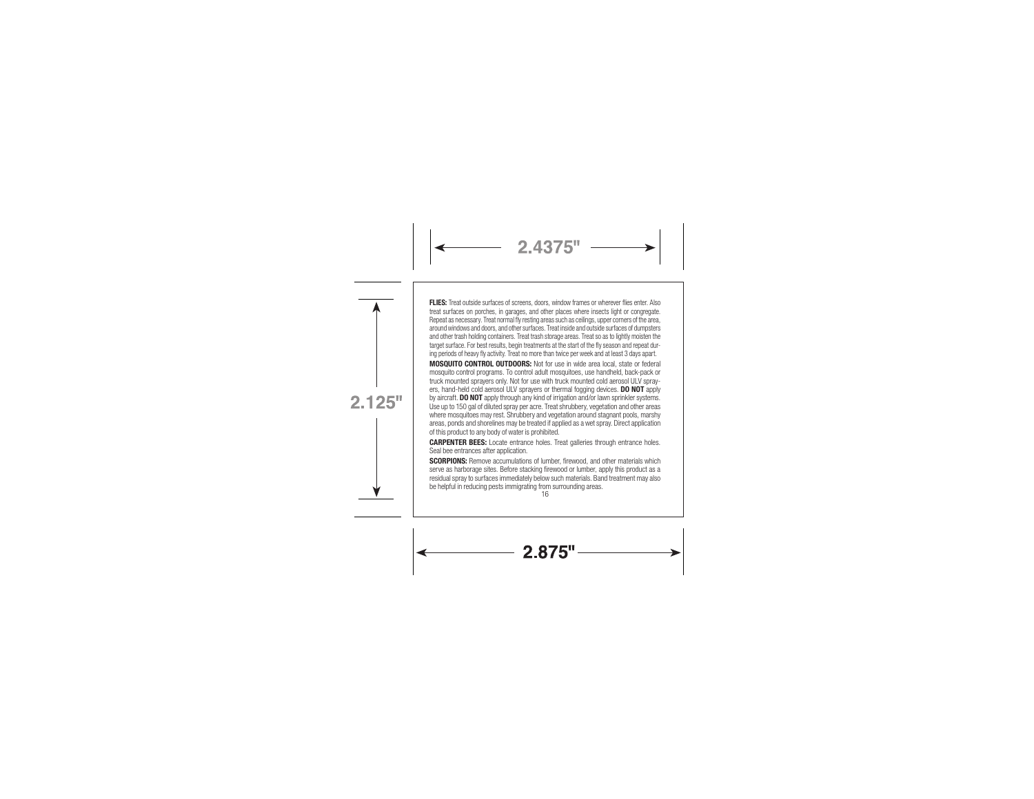**FLIES:** Treat outside surfaces of screens, doors, window frames or wherever flies enter. Also treat surfaces on porches, in garages, and other places where insects light or congregate. Repeat as necessary. Treat normal fly resting areas such as ceilings, upper corners of the area, around windows and doors, and other surfaces. Treat inside and outside surfaces of dumpsters and other trash holding containers. Treat trash storage areas. Treat so as to lightly moisten the target surface. For best results, begin treatments at the start of the fly season and repeat during periods of heavy fly activity. Treat no more than twice per week and at least 3 days apart.

**MOSQUITO CONTROL OUTDOORS:** Not for use in wide area local, state or federal mosquito control programs. To control adult mosquitoes, use handheld, back-pack or truck mounted sprayers only. Not for use with truck mounted cold aerosol ULV sprayers, hand-held cold aerosol ULV sprayers or thermal fogging devices. **DO NOT** apply by aircraft. **DO NOT** apply through any kind of irrigation and/or lawn sprinkler systems. Use up to 150 gal of diluted spray per acre. Treat shrubbery, vegetation and other areas where mosquitoes may rest. Shrubbery and vegetation around stagnant pools, marshy areas, ponds and shorelines may be treated if applied as a wet spray. Direct application of this product to any body of water is prohibited.

**CARPENTER BEES:** Locate entrance holes. Treat galleries through entrance holes. Seal bee entrances after application.

**SCORPIONS:** Remove accumulations of lumber, firewood, and other materials which serve as harborage sites. Before stacking firewood or lumber, apply this product as a residual spray to surfaces immediately below such materials. Band treatment may also be helpful in reducing pests immigrating from surrounding areas.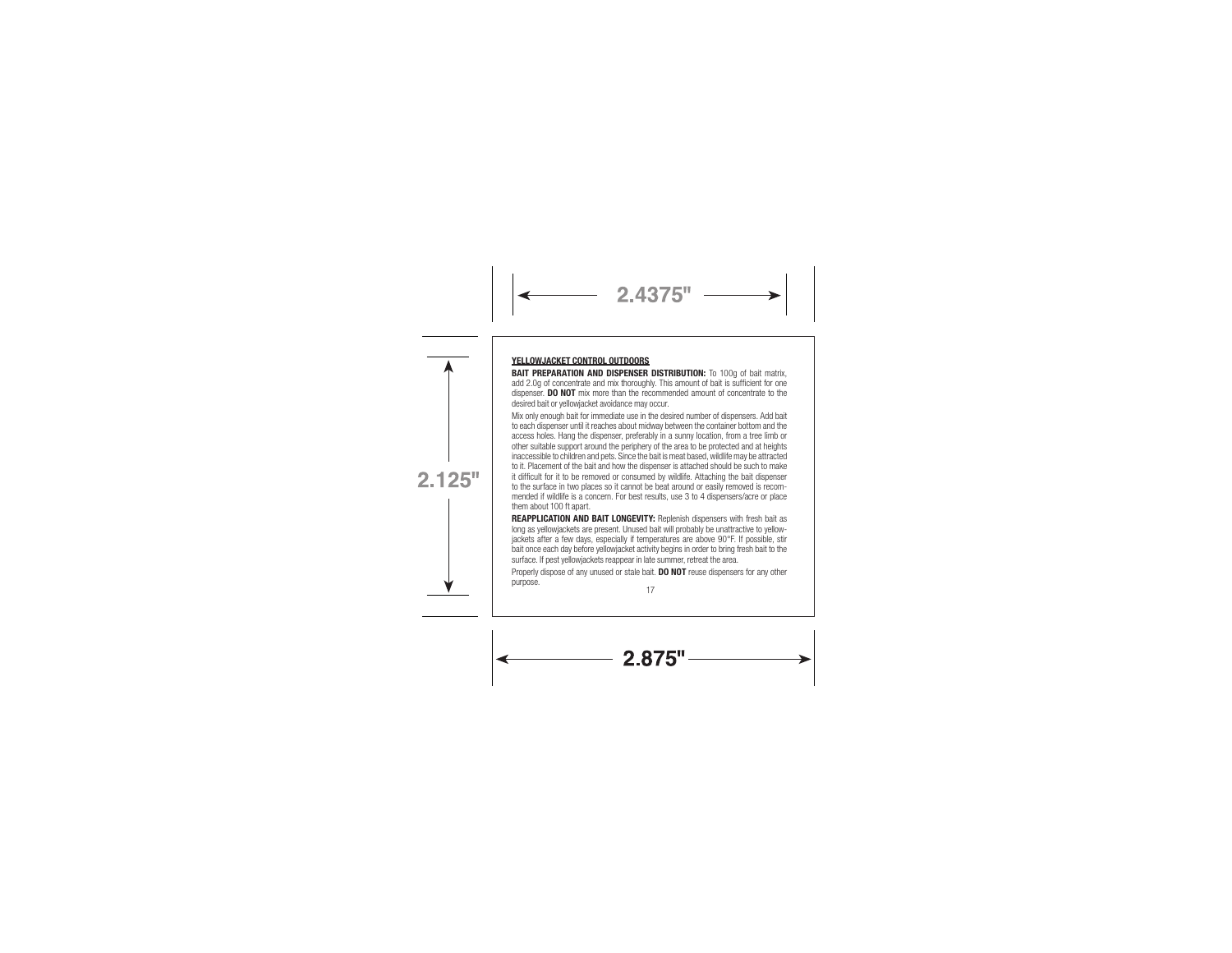**YELLOWJACKET CONTROL OUTDOORS**

**BAIT PREPARATION AND DISPENSER DISTRIBUTION:** To 100g of bait matrix, add 2.0g of concentrate and mix thoroughly. This amount of bait is sufficient for one dispenser. **DO NOT** mix more than the recommended amount of concentrate to the desired bait or yellowjacket avoidance may occur.

Mix only enough bait for immediate use in the desired number of dispensers. Add bait to each dispenser until it reaches about midway between the container bottom and the access holes. Hang the dispenser, preferably in a sunny location, from a tree limb or other suitable support around the periphery of the area to be protected and at heights inaccessible to children and pets. Since the bait is meat based, wildlife may be attracted to it. Placement of the bait and how the dispenser is attached should be such to make it difficult for it to be removed or consumed by wildlife. Attaching the bait dispenser to the surface in two places so it cannot be beat around or easily removed is recommended if wildlife is a concern. For best results, use 3 to 4 dispensers/acre or place them about 100 ft apart.

**REAPPLICATION AND BAIT LONGEVITY:** Replenish dispensers with fresh bait as long as yellowjackets are present. Unused bait will probably be unattractive to yellowjackets after a few days, especially if temperatures are above 90°F. If possible, stir bait once each day before yellowjacket activity begins in order to bring fresh bait to the surface. If pest yellowjackets reappear in late summer, retreat the area.

Properly dispose of any unused or stale bait. **DO NOT** reuse dispensers for any other purpose.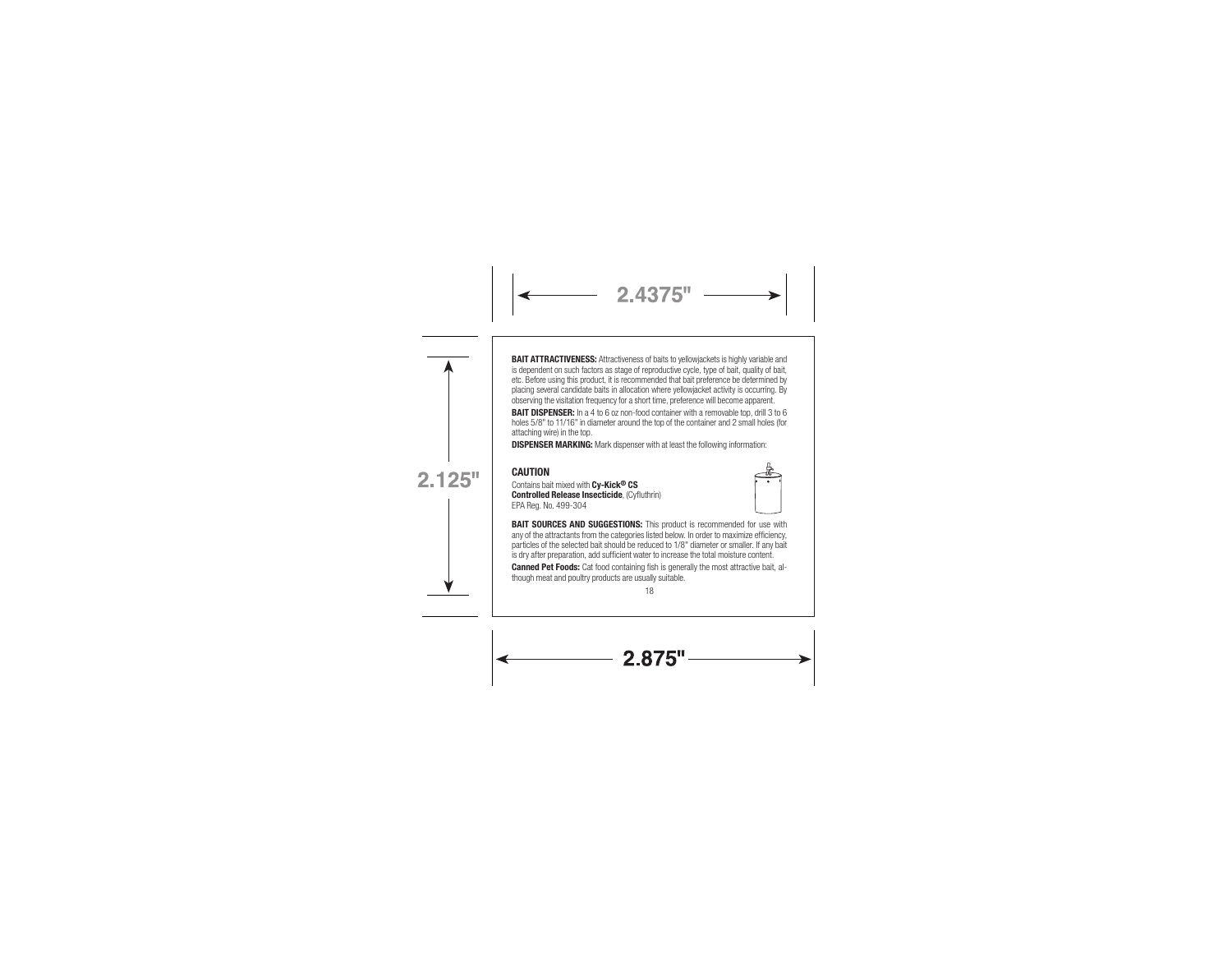**BAIT ATTRACTIVENESS:** Attractiveness of baits to yellowjackets is highly variable and is dependent on such factors as stage of reproductive cycle, type of bait, quality of bait, etc. Before using this product, it is recommended that bait preference be determined by placing several candidate baits in allocation where yellowjacket activity is occurring. By observing the visitation frequency for a short time, preference will become apparent.

**BAIT DISPENSER:** In a 4 to 6 oz non-food container with a removable top, drill 3 to 6 holes 5/8" to 11/16" in diameter around the top of the container and 2 small holes (for attaching wire) in the top.

**DISPENSER MARKING:** Mark dispenser with at least the following information:

**CAUTION**
Contains bait mixed with **Cy-Kick® CS Controlled Release Insecticide**, (Cyfluthrin)
EPA Reg. No. 499-304

**BAIT SOURCES AND SUGGESTIONS:** This product is recommended for use with any of the attractants from the categories listed below. In order to maximize efficiency, particles of the selected bait should be reduced to 1/8" diameter or smaller. If any bait is dry after preparation, add sufficient water to increase the total moisture content.

**Canned Pet Foods:** Cat food containing fish is generally the most attractive bait, although meat and poultry products are usually suitable.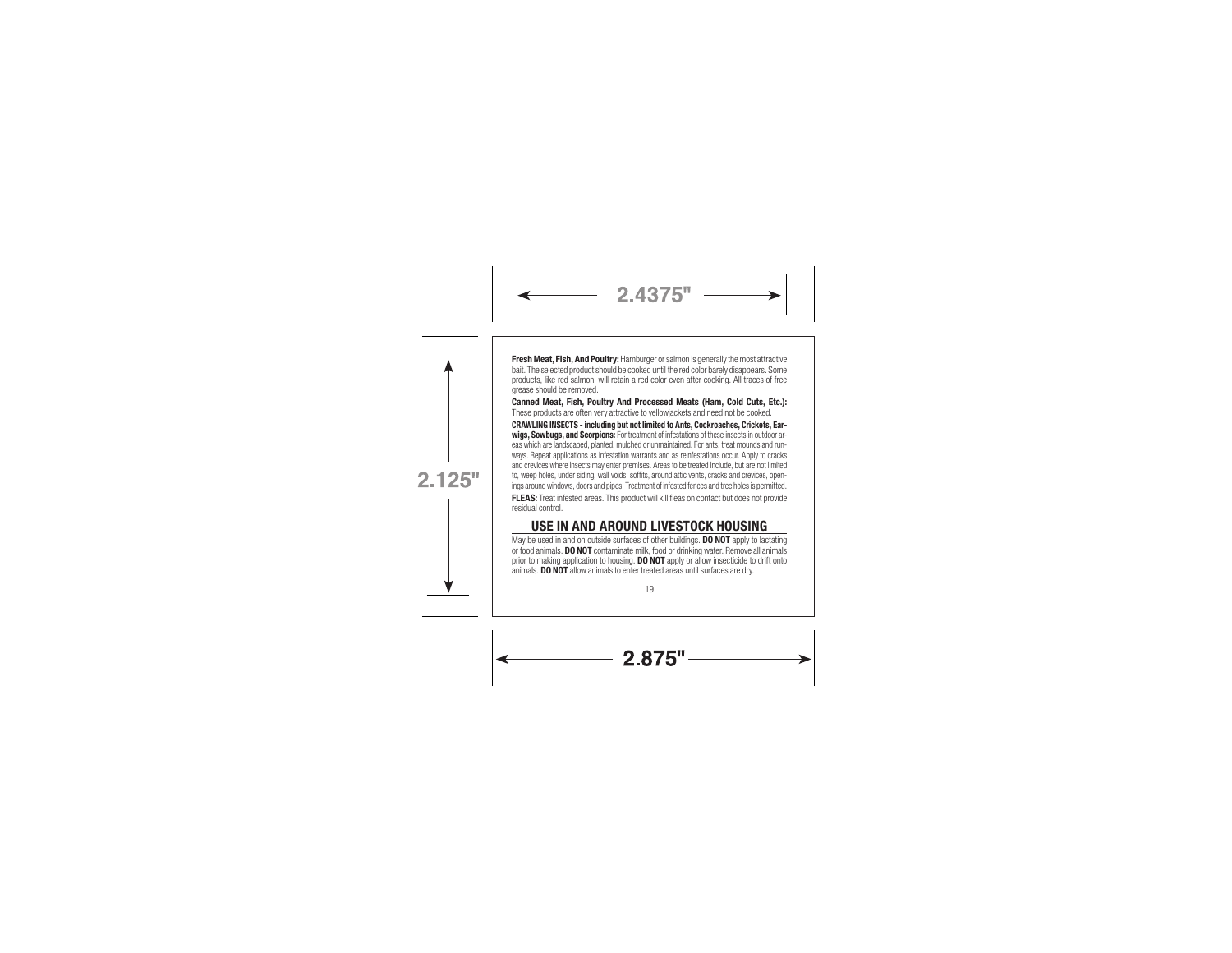**Fresh Meat, Fish, And Poultry:** Hamburger or salmon is generally the most attractive bait. The selected product should be cooked until the red color barely disappears. Some products, like red salmon, will retain a red color even after cooking. All traces of free grease should be removed.

**Canned Meat, Fish, Poultry And Processed Meats (Ham, Cold Cuts, Etc.):** These products are often very attractive to yellowjackets and need not be cooked.

**CRAWLING INSECTS - including but not limited to Ants, Cockroaches, Crickets, Earwigs, Sowbugs, and Scorpions:** For treatment of infestations of these insects in outdoor areas which are landscaped, planted, mulched or unmaintained. For ants, treat mounds and runways. Repeat applications as infestation warrants and as reinfestations occur. Apply to cracks and crevices where insects may enter premises. Areas to be treated include, but are not limited to, weep holes, under siding, wall voids, soffits, around attic vents, cracks and crevices, openings around windows, doors and pipes. Treatment of infested fences and tree holes is permitted.

**FLEAS:** Treat infested areas. This product will kill fleas on contact but does not provide residual control.

## USE IN AND AROUND LIVESTOCK HOUSING

May be used in and on outside surfaces of other buildings. **DO NOT** apply to lactating or food animals. **DO NOT** contaminate milk, food or drinking water. Remove all animals prior to making application to housing. **DO NOT** apply or allow insecticide to drift onto animals. **DO NOT** allow animals to enter treated areas until surfaces are dry.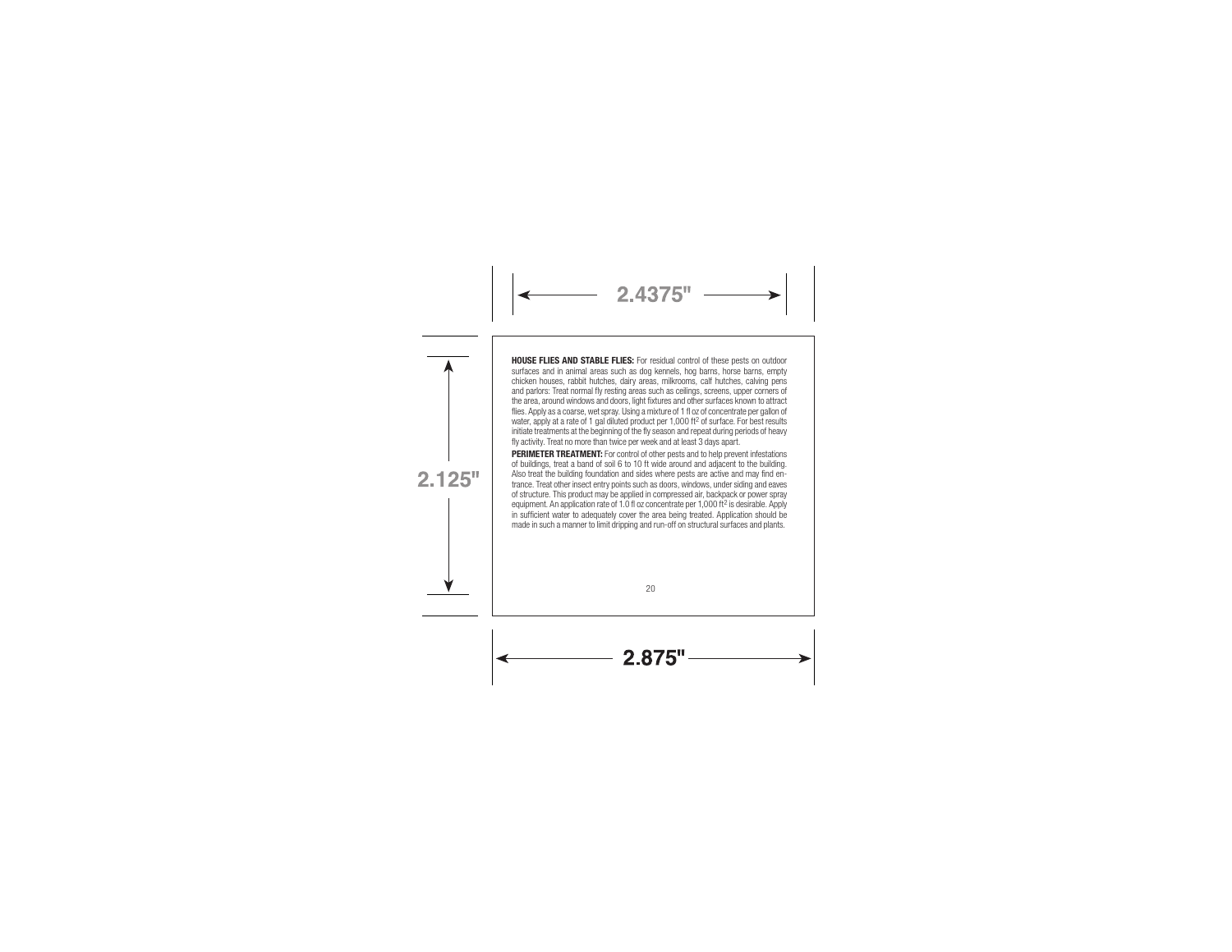**HOUSE FLIES AND STABLE FLIES:** For residual control of these pests on outdoor surfaces and in animal areas such as dog kennels, hog barns, horse barns, empty chicken houses, rabbit hutches, dairy areas, milkrooms, calf hutches, calving pens and parlors: Treat normal fly resting areas such as ceilings, screens, upper corners of the area, around windows and doors, light fixtures and other surfaces known to attract flies. Apply as a coarse, wet spray. Using a mixture of 1 fl oz of concentrate per gallon of water, apply at a rate of 1 gal diluted product per 1,000 $ft^2$ of surface. For best results initiate treatments at the beginning of the fly season and repeat during periods of heavy fly activity. Treat no more than twice per week and at least 3 days apart.

**PERIMETER TREATMENT:** For control of other pests and to help prevent infestations of buildings, treat a band of soil 6 to 10 ft wide around and adjacent to the building. Also treat the building foundation and sides where pests are active and may find entrance. Treat other insect entry points such as doors, windows, under siding and eaves of structure. This product may be applied in compressed air, backpack or power spray equipment. An application rate of 1.0 fl oz concentrate per 1,000 $ft^2$ is desirable. Apply in sufficient water to adequately cover the area being treated. Application should be made in such a manner to limit dripping and run-off on structural surfaces and plants.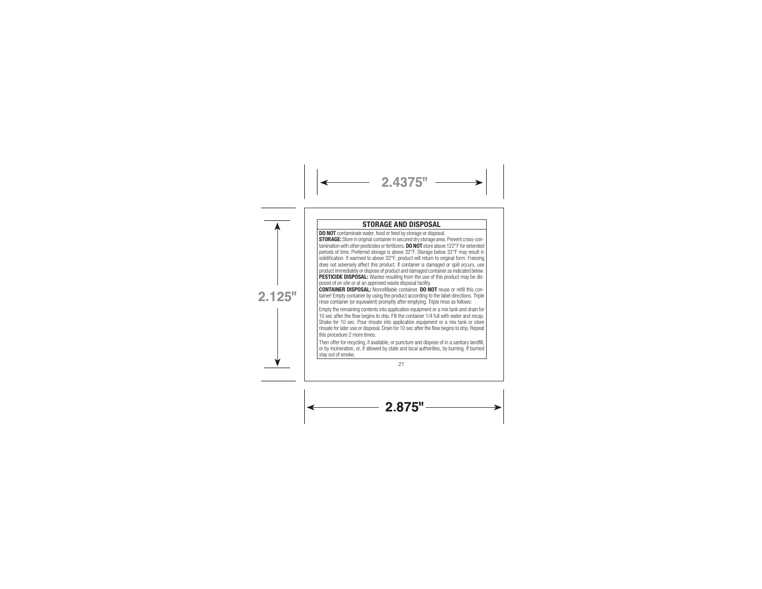## STORAGE AND DISPOSAL

**DO NOT** contaminate water, food or feed by storage or disposal.

**STORAGE:** Store in original container in secured dry storage area. Prevent cross-contamination with other pesticides or fertilizers. **DO NOT** store above 122°F for extended periods of time. Preferred storage is above 32°F. Storage below 32°F may result in solidification. If warmed to above 32°F, product will return to original form. Freezing does not adversely affect this product. If container is damaged or spill occurs, use product immediately or dispose of product and damaged container as indicated below.

**PESTICIDE DISPOSAL:** Wastes resulting from the use of this product may be disposed of on site or at an approved waste disposal facility.

**CONTAINER DISPOSAL:** Nonrefillable container. **DO NOT** reuse or refill this container! Empty container by using the product according to the label directions. Triple rinse container (or equivalent) promptly after emptying. Triple rinse as follows:

Empty the remaining contents into application equipment or a mix tank and drain for 10 sec after the flow begins to drip. Fill the container 1/4 full with water and recap. Shake for 10 sec. Pour rinsate into application equipment or a mix tank or store rinsate for later use or disposal. Drain for 10 sec after the flow begins to drip. Repeat this procedure 2 more times.

Then offer for recycling, if available, or puncture and dispose of in a sanitary landfill, or by incineration, or, if allowed by state and local authorities, by burning. If burned stay out of smoke.

2.4375"

2.125"

2.875"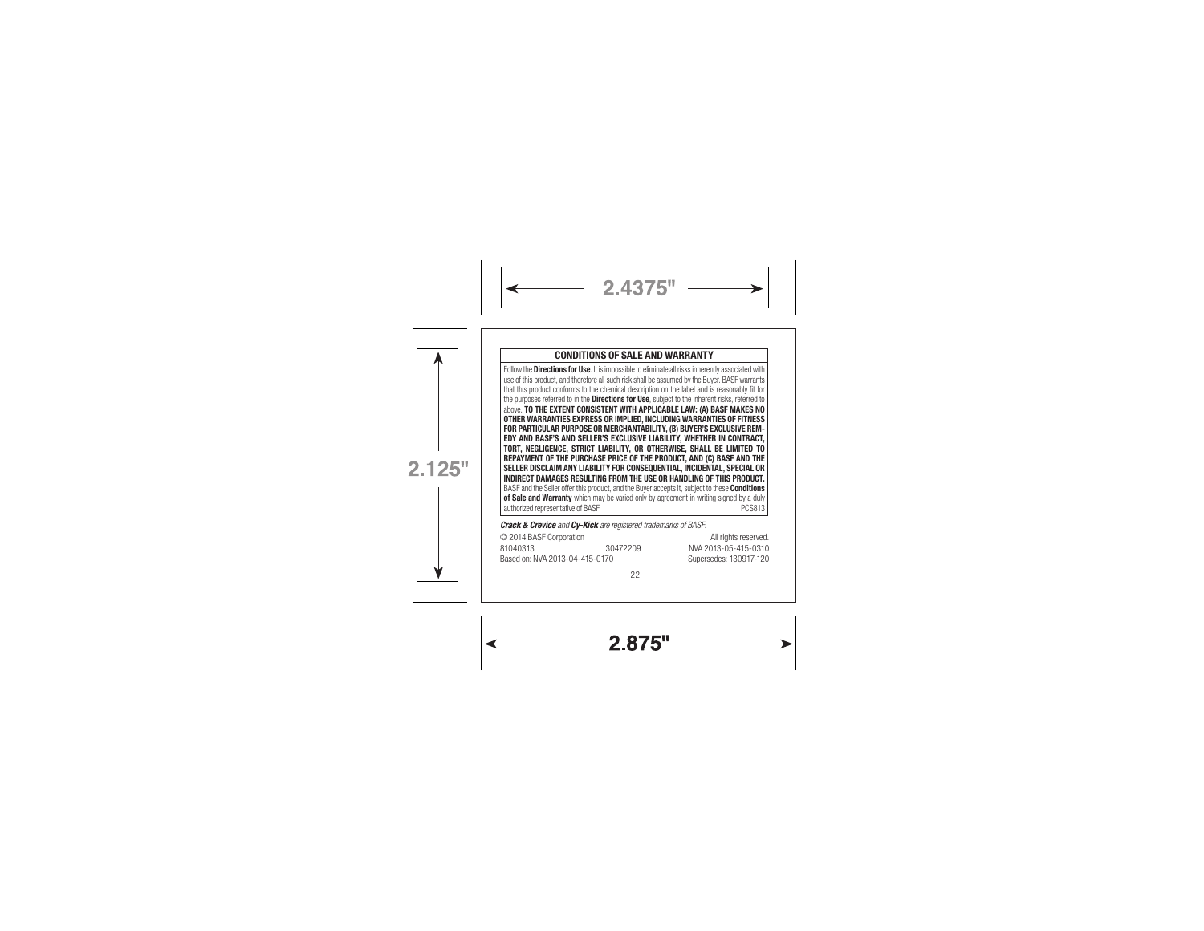## CONDITIONS OF SALE AND WARRANTY

Follow the **Directions for Use**. It is impossible to eliminate all risks inherently associated with use of this product, and therefore all such risk shall be assumed by the Buyer. BASF warrants that this product conforms to the chemical description on the label and is reasonably fit for the purposes referred to in the **Directions for Use**, subject to the inherent risks, referred to above. **TO THE EXTENT CONSISTENT WITH APPLICABLE LAW: (A) BASF MAKES NO OTHER WARRANTIES EXPRESS OR IMPLIED, INCLUDING WARRANTIES OF FITNESS FOR PARTICULAR PURPOSE OR MERCHANTABILITY, (B) BUYER'S EXCLUSIVE REMEDY AND BASF'S AND SELLER'S EXCLUSIVE LIABILITY, WHETHER IN CONTRACT, TORT, NEGLIGENCE, STRICT LIABILITY, OR OTHERWISE, SHALL BE LIMITED TO REPAYMENT OF THE PURCHASE PRICE OF THE PRODUCT, AND (C) BASF AND THE SELLER DISCLAIM ANY LIABILITY FOR CONSEQUENTIAL, INCIDENTAL, SPECIAL OR INDIRECT DAMAGES RESULTING FROM THE USE OR HANDLING OF THIS PRODUCT.** BASF and the Seller offer this product, and the Buyer accepts it, subject to these **Conditions of Sale and Warranty** which may be varied only by agreement in writing signed by a duly authorized representative of BASF. PCS813

***Crack & Crevice*** *and* ***Cy-Kick*** *are registered trademarks of BASF.*

© 2014 BASF Corporation All rights reserved.

81040313 30472209 NVA 2013-05-415-0310

Based on: NVA 2013-04-415-0170 Supersedes: 130917-120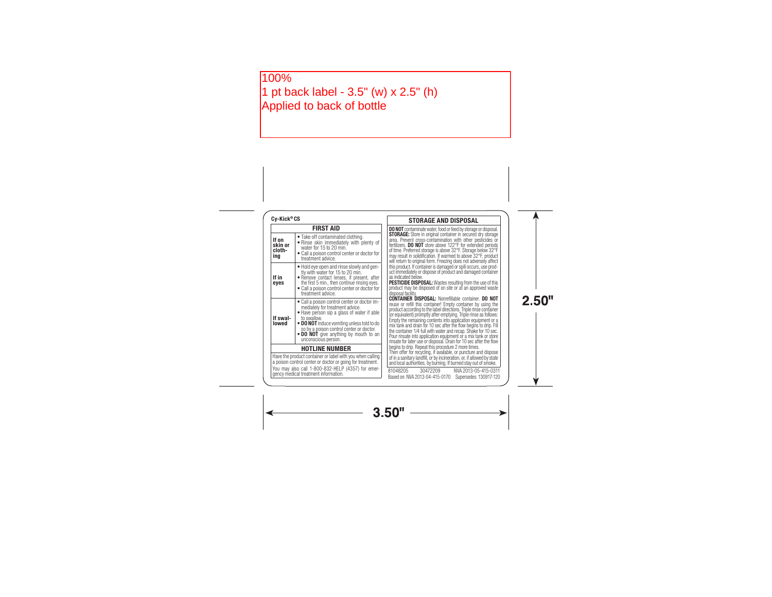100%
1 pt back label - 3.5" (w) x 2.5" (h)
Applied to back of bottle

**Cy-Kick® CS**

## FIRST AID

| | |
|---|---|
| **If on skin or clothing** | • Take off contaminated clothing.<br>• Rinse skin immediately with plenty of water for 15 to 20 min.<br>• Call a poison control center or doctor for treatment advice. |
| **If in eyes** | • Hold eye open and rinse slowly and gently with water for 15 to 20 min.<br>• Remove contact lenses, if present, after the first 5 min., then continue rinsing eyes.<br>• Call a poison control center or doctor for treatment advice. |
| **If swallowed** | • Call a poison control center or doctor immediately for treatment advice.<br>• Have person sip a glass of water if able to swallow.<br>• **DO NOT** induce vomiting unless told to do so by a poison control center or doctor.<br>• **DO NOT** give anything by mouth to an unconscious person. |

## HOTLINE NUMBER

Have the product container or label with you when calling a poison control center or doctor or going for treatment. You may also call 1-800-832-HELP (4357) for emergency medical treatment information.

## STORAGE AND DISPOSAL

**DO NOT** contaminate water, food or feed by storage or disposal.

**STORAGE:** Store in original container in secured dry storage area. Prevent cross-contamination with other pesticides or fertilizers. **DO NOT** store above 122°F for extended periods of time. Preferred storage is above 32°F. Storage below 32°F may result in solidification. If warmed to above 32°F, product will return to original form. Freezing does not adversely affect this product. If container is damaged or spill occurs, use product immediately or dispose of product and damaged container as indicated below.

**PESTICIDE DISPOSAL:** Wastes resulting from the use of this product may be disposed of on site or at an approved waste disposal facility.

**CONTAINER DISPOSAL:** Nonrefillable container. **DO NOT** reuse or refill this container! Empty container by using the product according to the label directions. Triple rinse container (or equivalent) promptly after emptying. Triple rinse as follows: Empty the remaining contents into application equipment or a mix tank and drain for 10 sec after the flow begins to drip. Fill the container 1/4 full with water and recap. Shake for 10 sec. Pour rinsate into application equipment or a mix tank or store rinsate for later use or disposal. Drain for 10 sec after the flow begins to drip. Repeat this procedure 2 more times.
Then offer for recycling, if available, or puncture and dispose of in a sanitary landfill, or by incineration, or, if allowed by state and local authorities, by burning. If burned stay out of smoke.

81048205 30472209 NVA 2013-05-415-0311
Based on: NVA 2013-04-415-0170 Supersedes: 130917-120

2.50"

3.50"